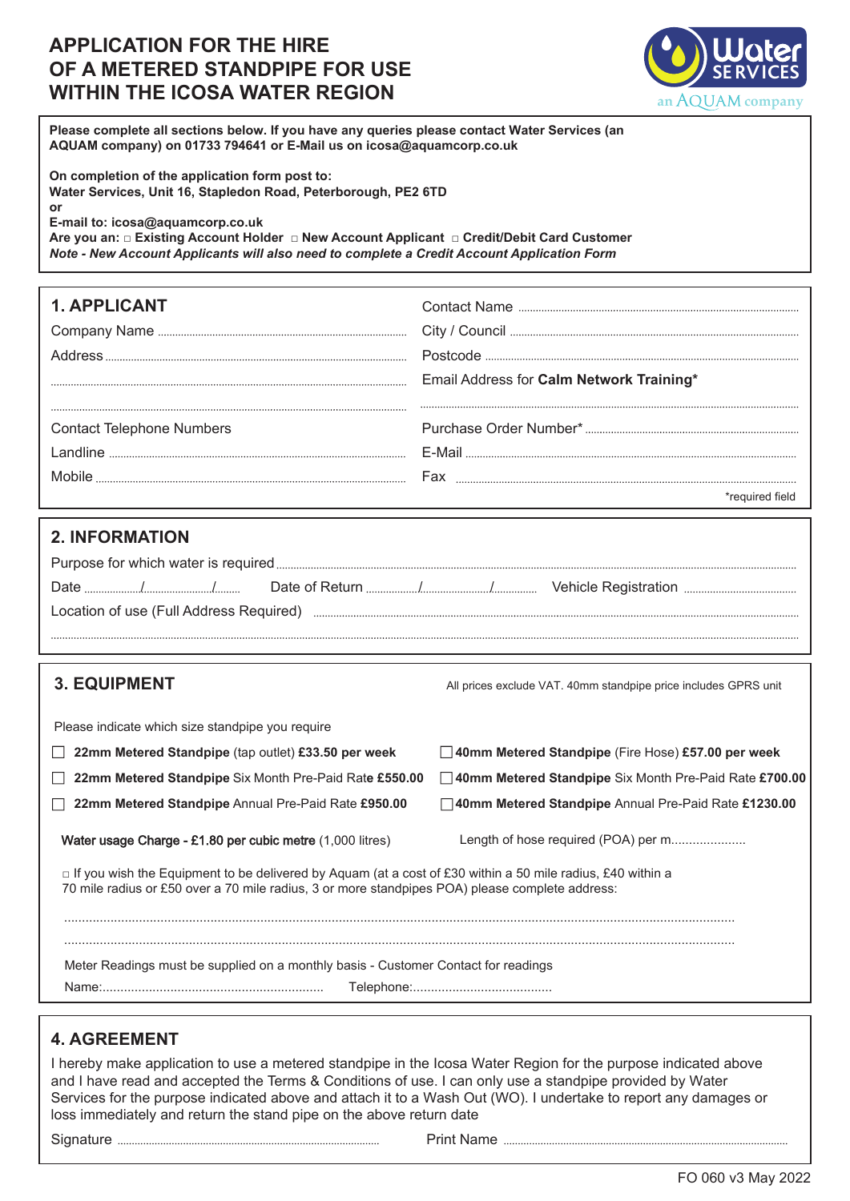# APPLICATION FOR THE HIRE OF A METERED STANDPIPE FOR USE WITHIN THE ICOSA WATER REGION

Water SERVICES an AQUAM company

**Please complete all sections below. If you have any queries please contact Water Services (an AQUAM company) on 01733 794641 or E-Mail us on icosa@aquamcorp.co.uk**

**On completion of the application form post to:**
**Water Services, Unit 16, Stapledon Road, Peterborough, PE2 6TD**
**or**
**E-mail to: icosa@aquamcorp.co.uk**
**Are you an: □ Existing Account Holder □ New Account Applicant □ Credit/Debit Card Customer**
***Note - New Account Applicants will also need to complete a Credit Account Application Form***

## 1. APPLICANT

Company Name ........................................

Address ........................................

........................................

........................................

Contact Telephone Numbers

Landline ........................................

Mobile ........................................

Contact Name ........................................

City / Council ........................................

Postcode ........................................

Email Address for **Calm Network Training***

........................................

Purchase Order Number* ........................................

E-Mail ........................................

Fax ........................................

*required field

## 2. INFORMATION

Purpose for which water is required ........................................

Date ........./........./......... Date of Return ........./........./......... Vehicle Registration ........................................

Location of use (Full Address Required) ........................................

........................................

## 3. EQUIPMENT

All prices exclude VAT. 40mm standpipe price includes GPRS unit

Please indicate which size standpipe you require

- ☐ **22mm Metered Standpipe** (tap outlet) **£33.50 per week**
- ☐ **22mm Metered Standpipe** Six Month Pre-Paid Rate **£550.00**
- ☐ **22mm Metered Standpipe** Annual Pre-Paid Rate **£950.00**
- ☐ **40mm Metered Standpipe** (Fire Hose) **£57.00 per week**
- ☐ **40mm Metered Standpipe** Six Month Pre-Paid Rate **£700.00**
- ☐ **40mm Metered Standpipe** Annual Pre-Paid Rate **£1230.00**

**Water usage Charge - £1.80 per cubic metre** (1,000 litres)

Length of hose required (POA) per m.....................

□ If you wish the Equipment to be delivered by Aquam (at a cost of £30 within a 50 mile radius, £40 within a 70 mile radius or £50 over a 70 mile radius, 3 or more standpipes POA) please complete address:

........................................

........................................

Meter Readings must be supplied on a monthly basis - Customer Contact for readings

Name:........................................ Telephone:........................................

## 4. AGREEMENT

I hereby make application to use a metered standpipe in the Icosa Water Region for the purpose indicated above and I have read and accepted the Terms & Conditions of use. I can only use a standpipe provided by Water Services for the purpose indicated above and attach it to a Wash Out (WO). I undertake to report any damages or loss immediately and return the stand pipe on the above return date

Signature ........................................ Print Name ........................................

FO 060 v3 May 2022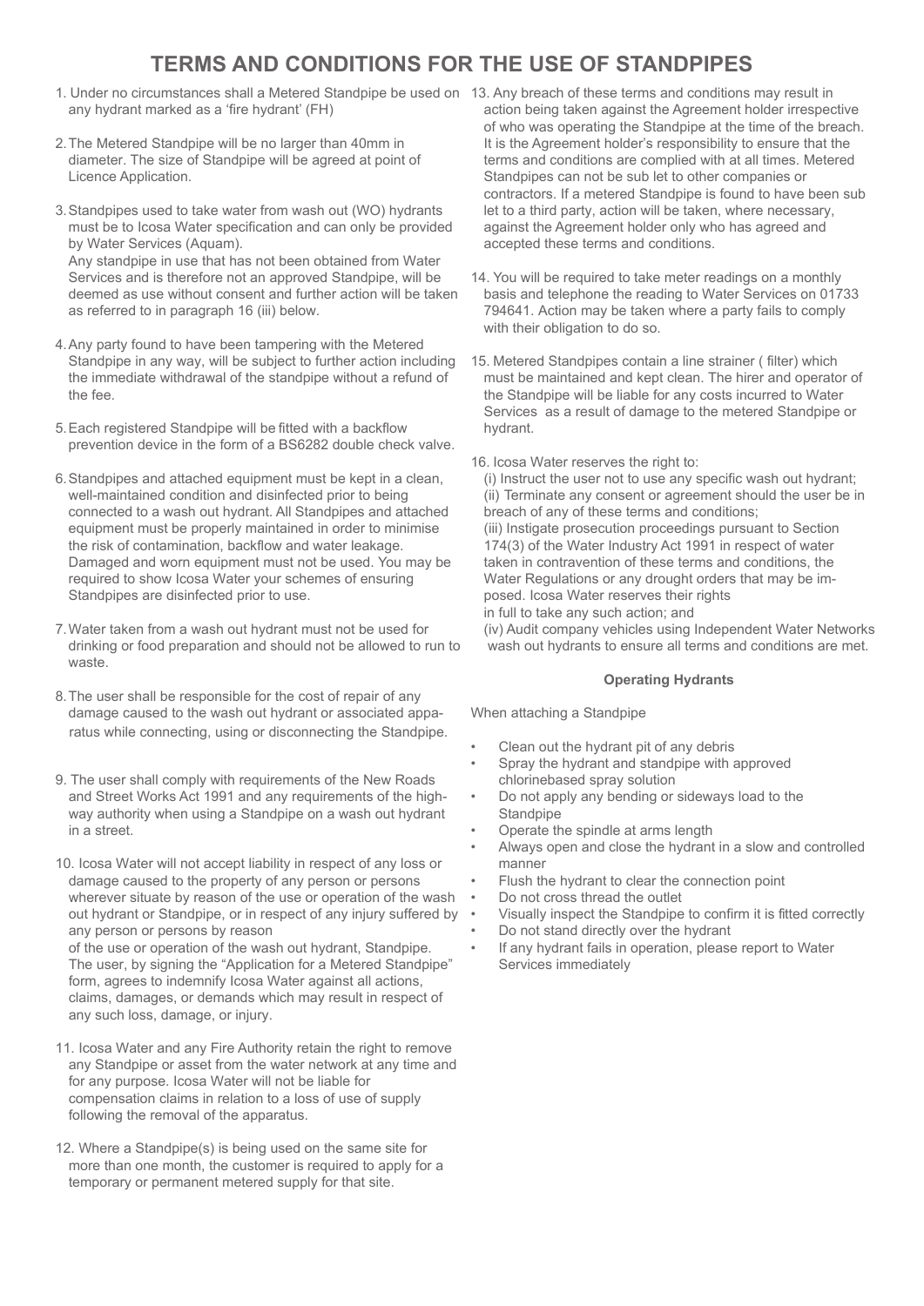# TERMS AND CONDITIONS FOR THE USE OF STANDPIPES

1. Under no circumstances shall a Metered Standpipe be used on any hydrant marked as a 'fire hydrant' (FH)

2. The Metered Standpipe will be no larger than 40mm in diameter. The size of Standpipe will be agreed at point of Licence Application.

3. Standpipes used to take water from wash out (WO) hydrants must be to Icosa Water specification and can only be provided by Water Services (Aquam).
   Any standpipe in use that has not been obtained from Water Services and is therefore not an approved Standpipe, will be deemed as use without consent and further action will be taken as referred to in paragraph 16 (iii) below.

4. Any party found to have been tampering with the Metered Standpipe in any way, will be subject to further action including the immediate withdrawal of the standpipe without a refund of the fee.

5. Each registered Standpipe will be fitted with a backflow prevention device in the form of a BS6282 double check valve.

6. Standpipes and attached equipment must be kept in a clean, well-maintained condition and disinfected prior to being connected to a wash out hydrant. All Standpipes and attached equipment must be properly maintained in order to minimise the risk of contamination, backflow and water leakage. Damaged and worn equipment must not be used. You may be required to show Icosa Water your schemes of ensuring Standpipes are disinfected prior to use.

7. Water taken from a wash out hydrant must not be used for drinking or food preparation and should not be allowed to run to waste.

8. The user shall be responsible for the cost of repair of any damage caused to the wash out hydrant or associated apparatus while connecting, using or disconnecting the Standpipe.

9. The user shall comply with requirements of the New Roads and Street Works Act 1991 and any requirements of the highway authority when using a Standpipe on a wash out hydrant in a street.

10. Icosa Water will not accept liability in respect of any loss or damage caused to the property of any person or persons wherever situate by reason of the use or operation of the wash out hydrant or Standpipe, or in respect of any injury suffered by any person or persons by reason
    of the use or operation of the wash out hydrant, Standpipe. The user, by signing the "Application for a Metered Standpipe" form, agrees to indemnify Icosa Water against all actions, claims, damages, or demands which may result in respect of any such loss, damage, or injury.

11. Icosa Water and any Fire Authority retain the right to remove any Standpipe or asset from the water network at any time and for any purpose. Icosa Water will not be liable for compensation claims in relation to a loss of use of supply following the removal of the apparatus.

12. Where a Standpipe(s) is being used on the same site for more than one month, the customer is required to apply for a temporary or permanent metered supply for that site.

13. Any breach of these terms and conditions may result in action being taken against the Agreement holder irrespective of who was operating the Standpipe at the time of the breach. It is the Agreement holder's responsibility to ensure that the terms and conditions are complied with at all times. Metered Standpipes can not be sub let to other companies or contractors. If a metered Standpipe is found to have been sub let to a third party, action will be taken, where necessary, against the Agreement holder only who has agreed and accepted these terms and conditions.

14. You will be required to take meter readings on a monthly basis and telephone the reading to Water Services on 01733 794641. Action may be taken where a party fails to comply with their obligation to do so.

15. Metered Standpipes contain a line strainer ( filter) which must be maintained and kept clean. The hirer and operator of the Standpipe will be liable for any costs incurred to Water Services as a result of damage to the metered Standpipe or hydrant.

16. Icosa Water reserves the right to:
    (i) Instruct the user not to use any specific wash out hydrant;
    (ii) Terminate any consent or agreement should the user be in breach of any of these terms and conditions;
    (iii) Instigate prosecution proceedings pursuant to Section 174(3) of the Water Industry Act 1991 in respect of water taken in contravention of these terms and conditions, the Water Regulations or any drought orders that may be imposed. Icosa Water reserves their rights in full to take any such action; and
    (iv) Audit company vehicles using Independent Water Networks wash out hydrants to ensure all terms and conditions are met.

**Operating Hydrants**

When attaching a Standpipe

- Clean out the hydrant pit of any debris
- Spray the hydrant and standpipe with approved chlorinebased spray solution
- Do not apply any bending or sideways load to the Standpipe
- Operate the spindle at arms length
- Always open and close the hydrant in a slow and controlled manner
- Flush the hydrant to clear the connection point
- Do not cross thread the outlet
- Visually inspect the Standpipe to confirm it is fitted correctly
- Do not stand directly over the hydrant
- If any hydrant fails in operation, please report to Water Services immediately